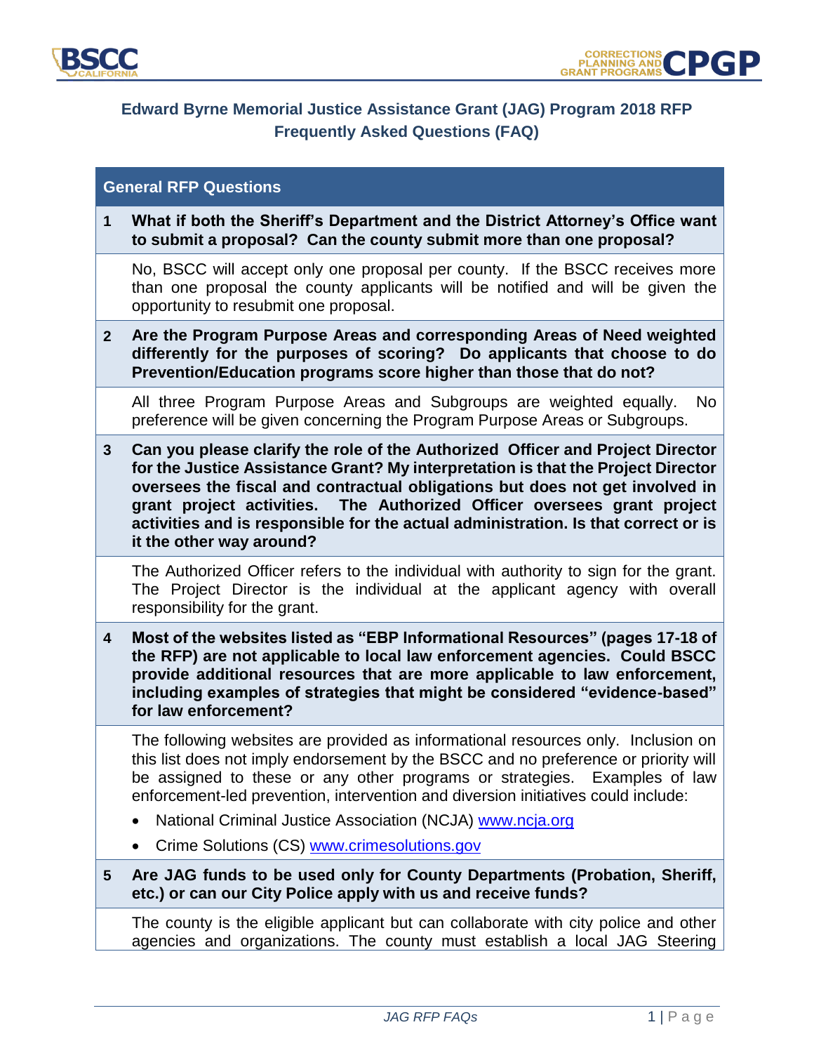# Edward Byrne Memorial Justice Assistance Grant (JAG) Program 2018 RFP Frequently Asked Questions (FAQ)

## General RFP Questions

**1 What if both the Sheriff's Department and the District Attorney's Office want to submit a proposal? Can the county submit more than one proposal?**

No, BSCC will accept only one proposal per county. If the BSCC receives more than one proposal the county applicants will be notified and will be given the opportunity to resubmit one proposal.

**2 Are the Program Purpose Areas and corresponding Areas of Need weighted differently for the purposes of scoring? Do applicants that choose to do Prevention/Education programs score higher than those that do not?**

All three Program Purpose Areas and Subgroups are weighted equally. No preference will be given concerning the Program Purpose Areas or Subgroups.

**3 Can you please clarify the role of the Authorized Officer and Project Director for the Justice Assistance Grant? My interpretation is that the Project Director oversees the fiscal and contractual obligations but does not get involved in grant project activities. The Authorized Officer oversees grant project activities and is responsible for the actual administration. Is that correct or is it the other way around?**

The Authorized Officer refers to the individual with authority to sign for the grant. The Project Director is the individual at the applicant agency with overall responsibility for the grant.

**4 Most of the websites listed as "EBP Informational Resources" (pages 17-18 of the RFP) are not applicable to local law enforcement agencies. Could BSCC provide additional resources that are more applicable to law enforcement, including examples of strategies that might be considered "evidence-based" for law enforcement?**

The following websites are provided as informational resources only. Inclusion on this list does not imply endorsement by the BSCC and no preference or priority will be assigned to these or any other programs or strategies. Examples of law enforcement-led prevention, intervention and diversion initiatives could include:

- National Criminal Justice Association (NCJA) www.ncja.org
- Crime Solutions (CS) www.crimesolutions.gov

**5 Are JAG funds to be used only for County Departments (Probation, Sheriff, etc.) or can our City Police apply with us and receive funds?**

The county is the eligible applicant but can collaborate with city police and other agencies and organizations. The county must establish a local JAG Steering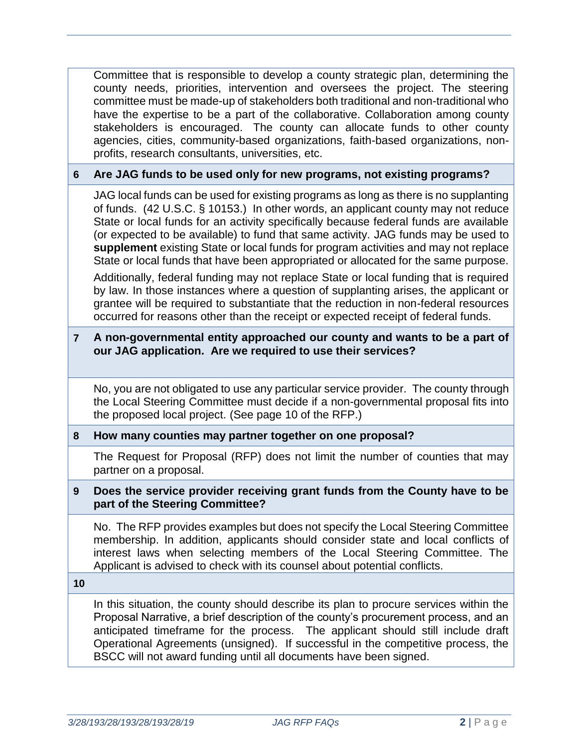Committee that is responsible to develop a county strategic plan, determining the county needs, priorities, intervention and oversees the project. The steering committee must be made-up of stakeholders both traditional and non-traditional who have the expertise to be a part of the collaborative. Collaboration among county stakeholders is encouraged. The county can allocate funds to other county agencies, cities, community-based organizations, faith-based organizations, non-profits, research consultants, universities, etc.

**6 Are JAG funds to be used only for new programs, not existing programs?**

JAG local funds can be used for existing programs as long as there is no supplanting of funds. (42 U.S.C. § 10153.) In other words, an applicant county may not reduce State or local funds for an activity specifically because federal funds are available (or expected to be available) to fund that same activity. JAG funds may be used to **supplement** existing State or local funds for program activities and may not replace State or local funds that have been appropriated or allocated for the same purpose.

Additionally, federal funding may not replace State or local funding that is required by law. In those instances where a question of supplanting arises, the applicant or grantee will be required to substantiate that the reduction in non-federal resources occurred for reasons other than the receipt or expected receipt of federal funds.

**7 A non-governmental entity approached our county and wants to be a part of our JAG application. Are we required to use their services?**

No, you are not obligated to use any particular service provider. The county through the Local Steering Committee must decide if a non-governmental proposal fits into the proposed local project. (See page 10 of the RFP.)

**8 How many counties may partner together on one proposal?**

The Request for Proposal (RFP) does not limit the number of counties that may partner on a proposal.

**9 Does the service provider receiving grant funds from the County have to be part of the Steering Committee?**

No. The RFP provides examples but does not specify the Local Steering Committee membership. In addition, applicants should consider state and local conflicts of interest laws when selecting members of the Local Steering Committee. The Applicant is advised to check with its counsel about potential conflicts.

**10**

In this situation, the county should describe its plan to procure services within the Proposal Narrative, a brief description of the county's procurement process, and an anticipated timeframe for the process. The applicant should still include draft Operational Agreements (unsigned). If successful in the competitive process, the BSCC will not award funding until all documents have been signed.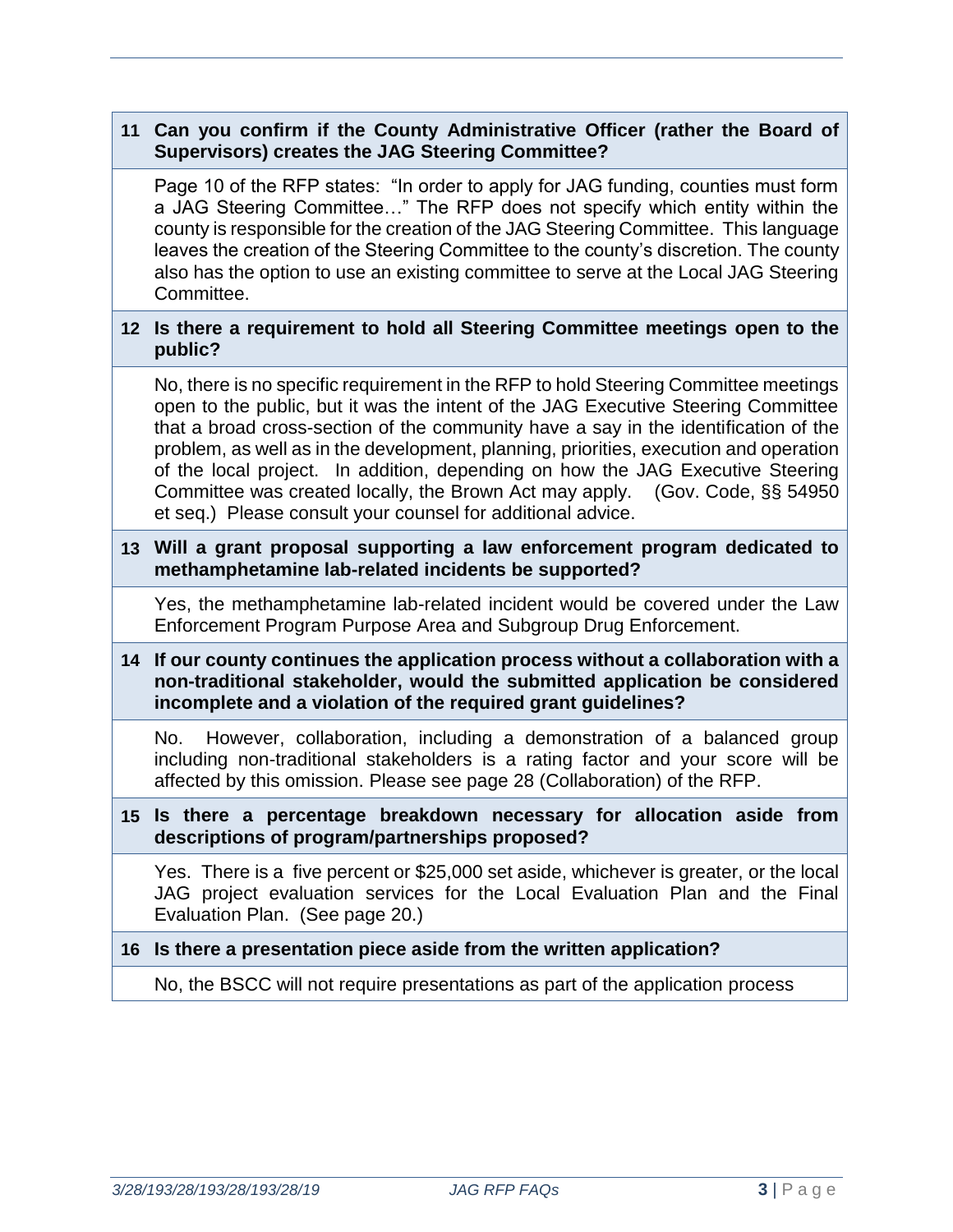**11 Can you confirm if the County Administrative Officer (rather the Board of Supervisors) creates the JAG Steering Committee?**

Page 10 of the RFP states: "In order to apply for JAG funding, counties must form a JAG Steering Committee…" The RFP does not specify which entity within the county is responsible for the creation of the JAG Steering Committee. This language leaves the creation of the Steering Committee to the county's discretion. The county also has the option to use an existing committee to serve at the Local JAG Steering Committee.

**12 Is there a requirement to hold all Steering Committee meetings open to the public?**

No, there is no specific requirement in the RFP to hold Steering Committee meetings open to the public, but it was the intent of the JAG Executive Steering Committee that a broad cross-section of the community have a say in the identification of the problem, as well as in the development, planning, priorities, execution and operation of the local project. In addition, depending on how the JAG Executive Steering Committee was created locally, the Brown Act may apply. (Gov. Code, §§ 54950 et seq.) Please consult your counsel for additional advice.

**13 Will a grant proposal supporting a law enforcement program dedicated to methamphetamine lab-related incidents be supported?**

Yes, the methamphetamine lab-related incident would be covered under the Law Enforcement Program Purpose Area and Subgroup Drug Enforcement.

**14 If our county continues the application process without a collaboration with a non-traditional stakeholder, would the submitted application be considered incomplete and a violation of the required grant guidelines?**

No. However, collaboration, including a demonstration of a balanced group including non-traditional stakeholders is a rating factor and your score will be affected by this omission. Please see page 28 (Collaboration) of the RFP.

**15 Is there a percentage breakdown necessary for allocation aside from descriptions of program/partnerships proposed?**

Yes. There is a five percent or $25,000 set aside, whichever is greater, or the local JAG project evaluation services for the Local Evaluation Plan and the Final Evaluation Plan. (See page 20.)

**16 Is there a presentation piece aside from the written application?**

No, the BSCC will not require presentations as part of the application process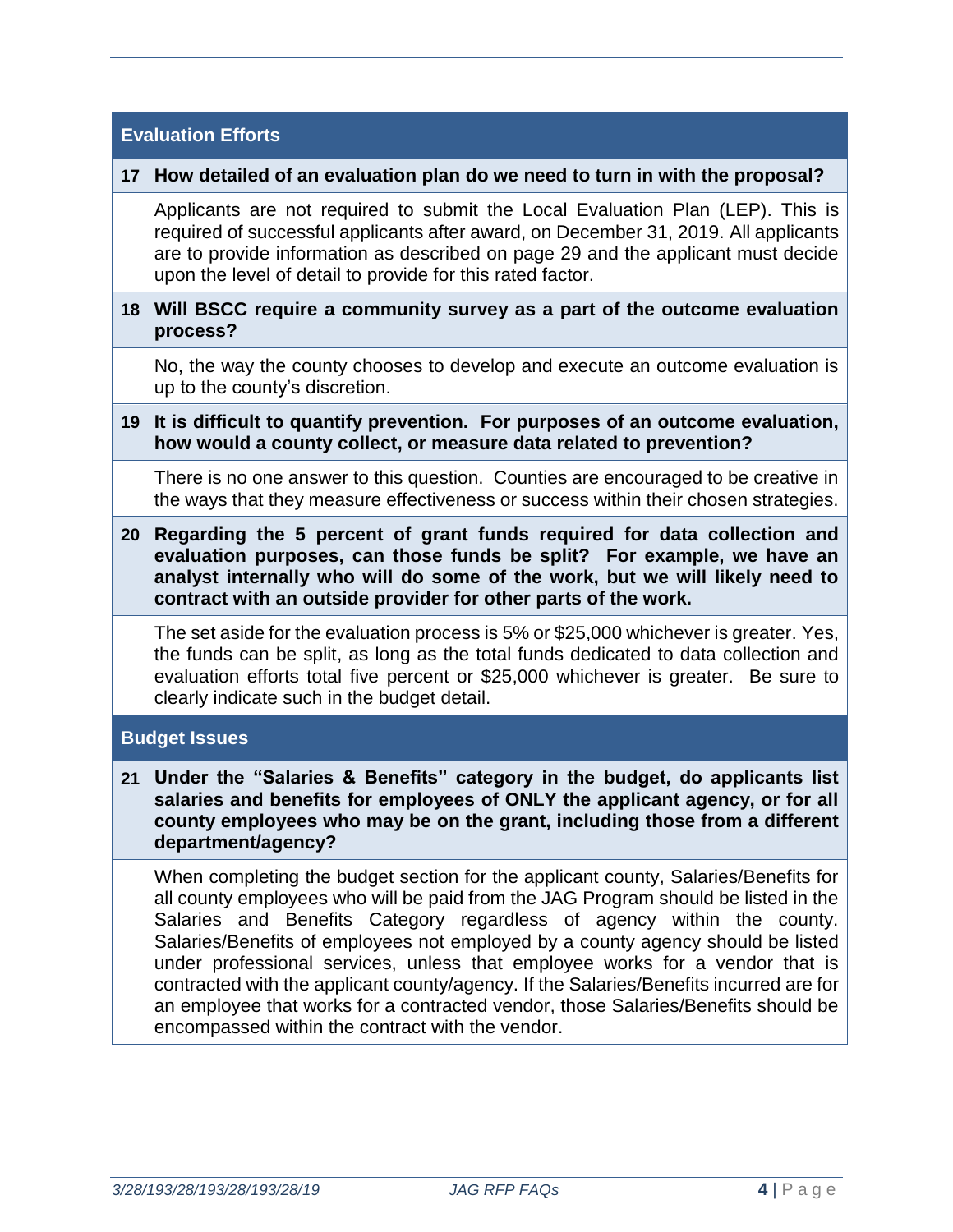## Evaluation Efforts

**17 How detailed of an evaluation plan do we need to turn in with the proposal?**

Applicants are not required to submit the Local Evaluation Plan (LEP). This is required of successful applicants after award, on December 31, 2019. All applicants are to provide information as described on page 29 and the applicant must decide upon the level of detail to provide for this rated factor.

**18 Will BSCC require a community survey as a part of the outcome evaluation process?**

No, the way the county chooses to develop and execute an outcome evaluation is up to the county's discretion.

**19 It is difficult to quantify prevention. For purposes of an outcome evaluation, how would a county collect, or measure data related to prevention?**

There is no one answer to this question. Counties are encouraged to be creative in the ways that they measure effectiveness or success within their chosen strategies.

**20 Regarding the 5 percent of grant funds required for data collection and evaluation purposes, can those funds be split? For example, we have an analyst internally who will do some of the work, but we will likely need to contract with an outside provider for other parts of the work.**

The set aside for the evaluation process is 5% or $25,000 whichever is greater. Yes, the funds can be split, as long as the total funds dedicated to data collection and evaluation efforts total five percent or $25,000 whichever is greater. Be sure to clearly indicate such in the budget detail.

## Budget Issues

**21 Under the "Salaries & Benefits" category in the budget, do applicants list salaries and benefits for employees of ONLY the applicant agency, or for all county employees who may be on the grant, including those from a different department/agency?**

When completing the budget section for the applicant county, Salaries/Benefits for all county employees who will be paid from the JAG Program should be listed in the Salaries and Benefits Category regardless of agency within the county. Salaries/Benefits of employees not employed by a county agency should be listed under professional services, unless that employee works for a vendor that is contracted with the applicant county/agency. If the Salaries/Benefits incurred are for an employee that works for a contracted vendor, those Salaries/Benefits should be encompassed within the contract with the vendor.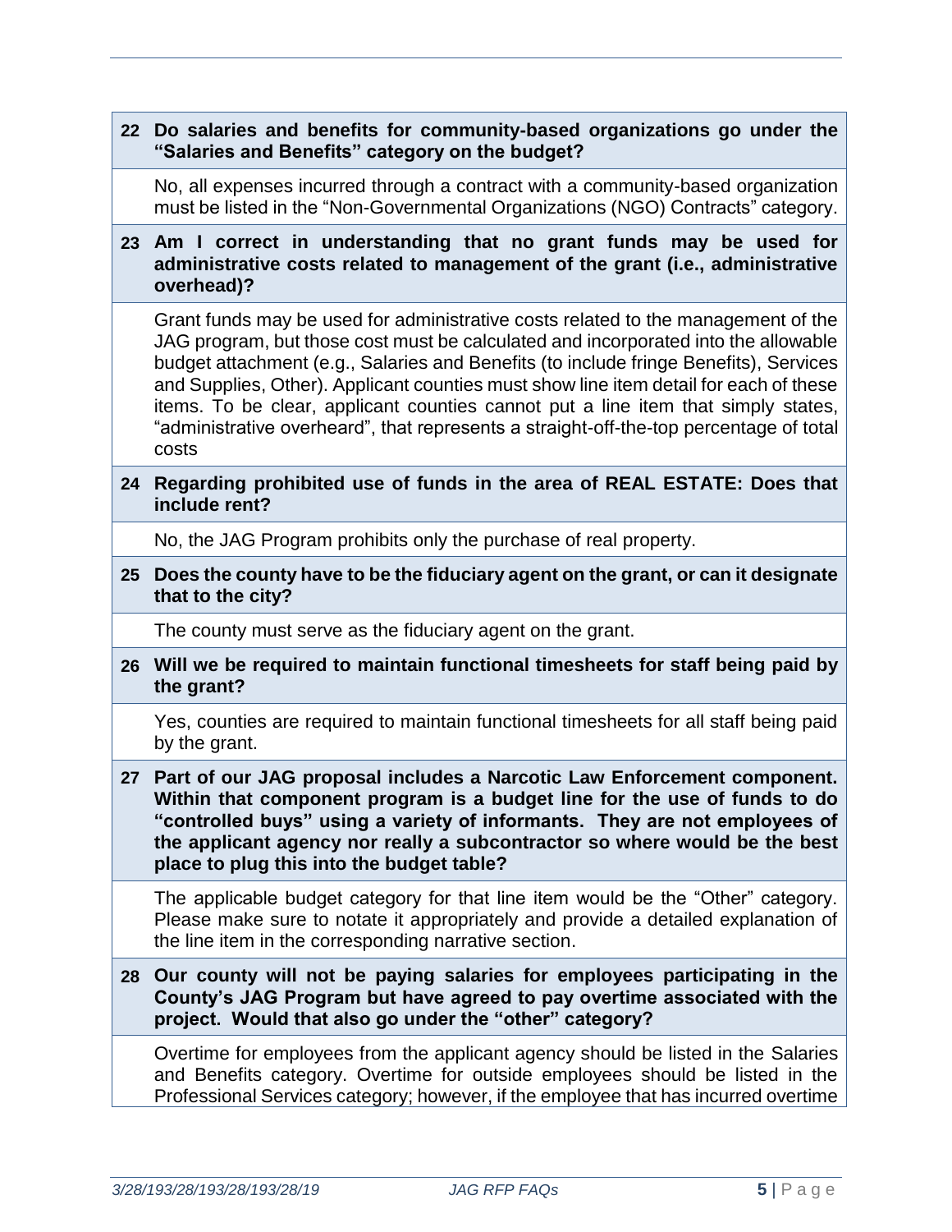**22 Do salaries and benefits for community-based organizations go under the "Salaries and Benefits" category on the budget?**

No, all expenses incurred through a contract with a community-based organization must be listed in the "Non-Governmental Organizations (NGO) Contracts" category.

**23 Am I correct in understanding that no grant funds may be used for administrative costs related to management of the grant (i.e., administrative overhead)?**

Grant funds may be used for administrative costs related to the management of the JAG program, but those cost must be calculated and incorporated into the allowable budget attachment (e.g., Salaries and Benefits (to include fringe Benefits), Services and Supplies, Other). Applicant counties must show line item detail for each of these items. To be clear, applicant counties cannot put a line item that simply states, "administrative overheard", that represents a straight-off-the-top percentage of total costs

**24 Regarding prohibited use of funds in the area of REAL ESTATE: Does that include rent?**

No, the JAG Program prohibits only the purchase of real property.

**25 Does the county have to be the fiduciary agent on the grant, or can it designate that to the city?**

The county must serve as the fiduciary agent on the grant.

**26 Will we be required to maintain functional timesheets for staff being paid by the grant?**

Yes, counties are required to maintain functional timesheets for all staff being paid by the grant.

**27 Part of our JAG proposal includes a Narcotic Law Enforcement component. Within that component program is a budget line for the use of funds to do "controlled buys" using a variety of informants. They are not employees of the applicant agency nor really a subcontractor so where would be the best place to plug this into the budget table?**

The applicable budget category for that line item would be the "Other" category. Please make sure to notate it appropriately and provide a detailed explanation of the line item in the corresponding narrative section.

**28 Our county will not be paying salaries for employees participating in the County's JAG Program but have agreed to pay overtime associated with the project. Would that also go under the "other" category?**

Overtime for employees from the applicant agency should be listed in the Salaries and Benefits category. Overtime for outside employees should be listed in the Professional Services category; however, if the employee that has incurred overtime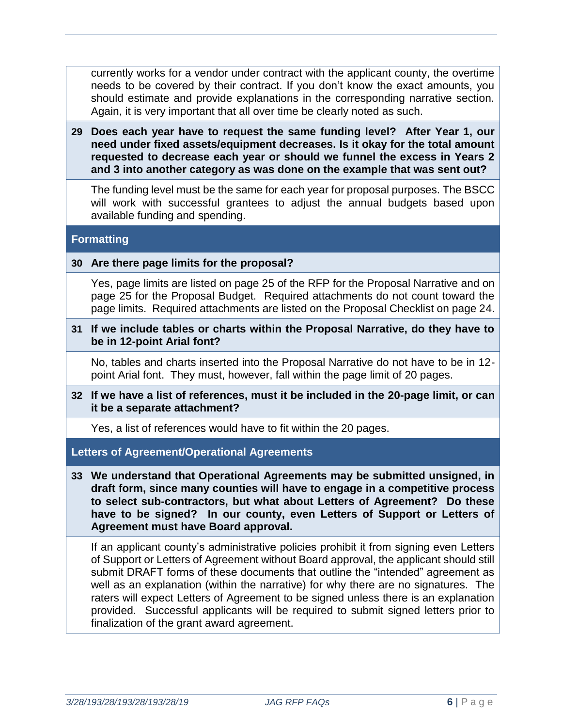currently works for a vendor under contract with the applicant county, the overtime needs to be covered by their contract. If you don't know the exact amounts, you should estimate and provide explanations in the corresponding narrative section. Again, it is very important that all over time be clearly noted as such.

**29 Does each year have to request the same funding level? After Year 1, our need under fixed assets/equipment decreases. Is it okay for the total amount requested to decrease each year or should we funnel the excess in Years 2 and 3 into another category as was done on the example that was sent out?**

The funding level must be the same for each year for proposal purposes. The BSCC will work with successful grantees to adjust the annual budgets based upon available funding and spending.

## Formatting

**30 Are there page limits for the proposal?**

Yes, page limits are listed on page 25 of the RFP for the Proposal Narrative and on page 25 for the Proposal Budget. Required attachments do not count toward the page limits. Required attachments are listed on the Proposal Checklist on page 24.

**31 If we include tables or charts within the Proposal Narrative, do they have to be in 12-point Arial font?**

No, tables and charts inserted into the Proposal Narrative do not have to be in 12-point Arial font. They must, however, fall within the page limit of 20 pages.

**32 If we have a list of references, must it be included in the 20-page limit, or can it be a separate attachment?**

Yes, a list of references would have to fit within the 20 pages.

## Letters of Agreement/Operational Agreements

**33 We understand that Operational Agreements may be submitted unsigned, in draft form, since many counties will have to engage in a competitive process to select sub-contractors, but what about Letters of Agreement? Do these have to be signed? In our county, even Letters of Support or Letters of Agreement must have Board approval.**

If an applicant county's administrative policies prohibit it from signing even Letters of Support or Letters of Agreement without Board approval, the applicant should still submit DRAFT forms of these documents that outline the "intended" agreement as well as an explanation (within the narrative) for why there are no signatures. The raters will expect Letters of Agreement to be signed unless there is an explanation provided. Successful applicants will be required to submit signed letters prior to finalization of the grant award agreement.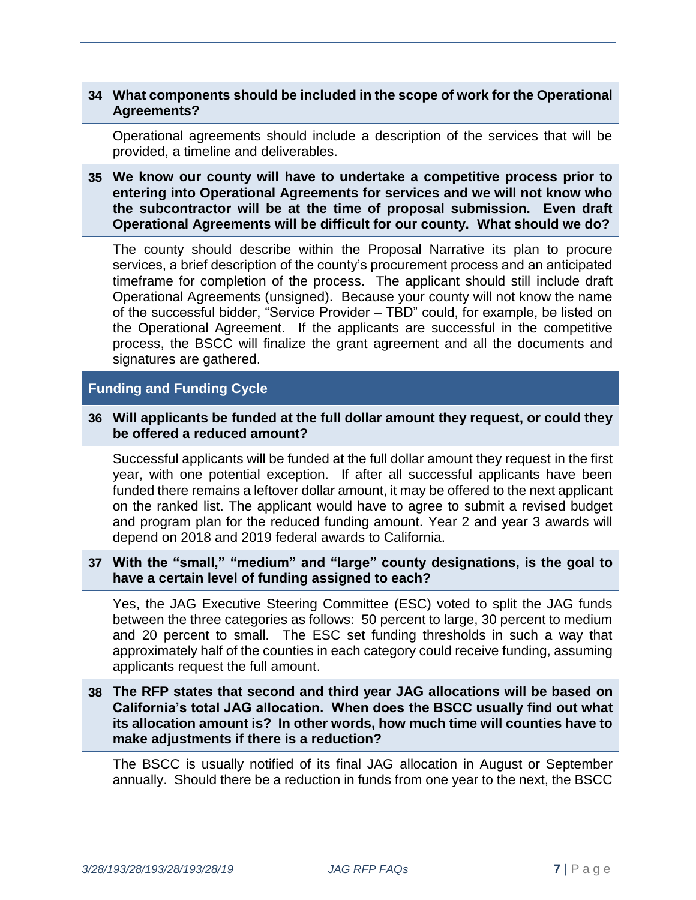**34 What components should be included in the scope of work for the Operational Agreements?**

Operational agreements should include a description of the services that will be provided, a timeline and deliverables.

**35 We know our county will have to undertake a competitive process prior to entering into Operational Agreements for services and we will not know who the subcontractor will be at the time of proposal submission. Even draft Operational Agreements will be difficult for our county. What should we do?**

The county should describe within the Proposal Narrative its plan to procure services, a brief description of the county's procurement process and an anticipated timeframe for completion of the process. The applicant should still include draft Operational Agreements (unsigned). Because your county will not know the name of the successful bidder, "Service Provider – TBD" could, for example, be listed on the Operational Agreement. If the applicants are successful in the competitive process, the BSCC will finalize the grant agreement and all the documents and signatures are gathered.

## Funding and Funding Cycle

**36 Will applicants be funded at the full dollar amount they request, or could they be offered a reduced amount?**

Successful applicants will be funded at the full dollar amount they request in the first year, with one potential exception. If after all successful applicants have been funded there remains a leftover dollar amount, it may be offered to the next applicant on the ranked list. The applicant would have to agree to submit a revised budget and program plan for the reduced funding amount. Year 2 and year 3 awards will depend on 2018 and 2019 federal awards to California.

**37 With the "small," "medium" and "large" county designations, is the goal to have a certain level of funding assigned to each?**

Yes, the JAG Executive Steering Committee (ESC) voted to split the JAG funds between the three categories as follows: 50 percent to large, 30 percent to medium and 20 percent to small. The ESC set funding thresholds in such a way that approximately half of the counties in each category could receive funding, assuming applicants request the full amount.

**38 The RFP states that second and third year JAG allocations will be based on California's total JAG allocation. When does the BSCC usually find out what its allocation amount is? In other words, how much time will counties have to make adjustments if there is a reduction?**

The BSCC is usually notified of its final JAG allocation in August or September annually. Should there be a reduction in funds from one year to the next, the BSCC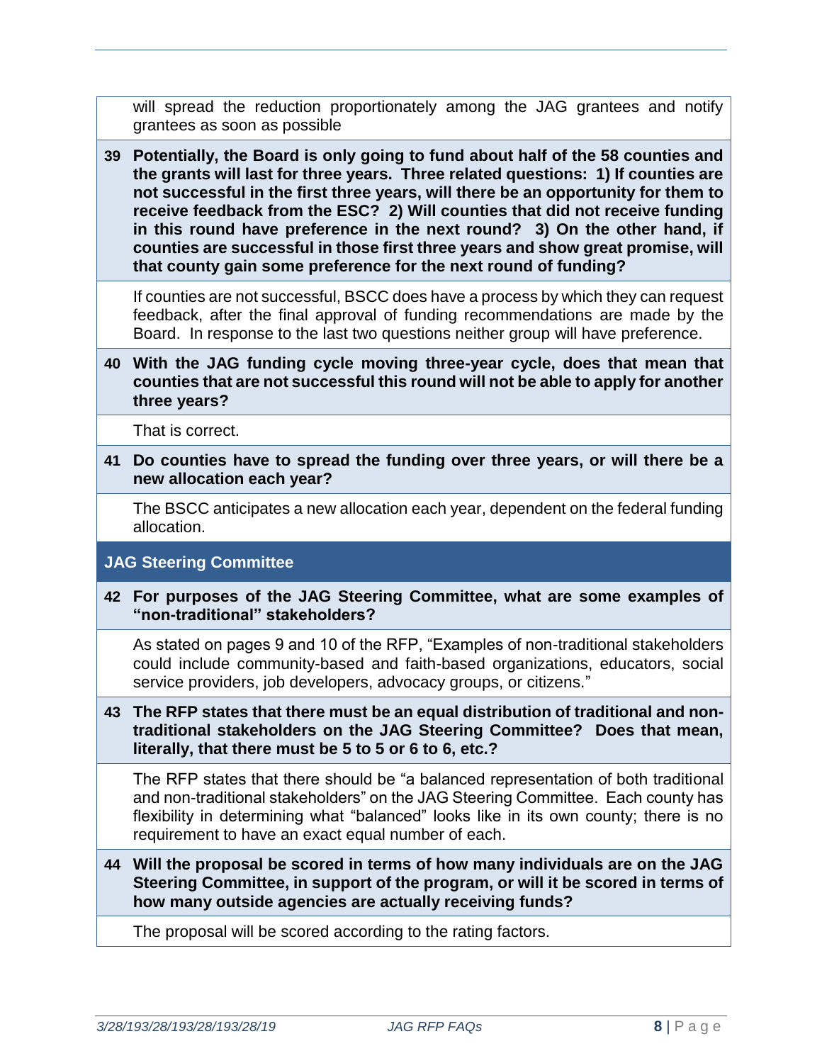will spread the reduction proportionately among the JAG grantees and notify grantees as soon as possible

**39 Potentially, the Board is only going to fund about half of the 58 counties and the grants will last for three years. Three related questions: 1) If counties are not successful in the first three years, will there be an opportunity for them to receive feedback from the ESC? 2) Will counties that did not receive funding in this round have preference in the next round? 3) On the other hand, if counties are successful in those first three years and show great promise, will that county gain some preference for the next round of funding?**

If counties are not successful, BSCC does have a process by which they can request feedback, after the final approval of funding recommendations are made by the Board. In response to the last two questions neither group will have preference.

**40 With the JAG funding cycle moving three-year cycle, does that mean that counties that are not successful this round will not be able to apply for another three years?**

That is correct.

**41 Do counties have to spread the funding over three years, or will there be a new allocation each year?**

The BSCC anticipates a new allocation each year, dependent on the federal funding allocation.

## JAG Steering Committee

**42 For purposes of the JAG Steering Committee, what are some examples of "non-traditional" stakeholders?**

As stated on pages 9 and 10 of the RFP, "Examples of non-traditional stakeholders could include community-based and faith-based organizations, educators, social service providers, job developers, advocacy groups, or citizens."

**43 The RFP states that there must be an equal distribution of traditional and non-traditional stakeholders on the JAG Steering Committee? Does that mean, literally, that there must be 5 to 5 or 6 to 6, etc.?**

The RFP states that there should be "a balanced representation of both traditional and non-traditional stakeholders" on the JAG Steering Committee. Each county has flexibility in determining what "balanced" looks like in its own county; there is no requirement to have an exact equal number of each.

**44 Will the proposal be scored in terms of how many individuals are on the JAG Steering Committee, in support of the program, or will it be scored in terms of how many outside agencies are actually receiving funds?**

The proposal will be scored according to the rating factors.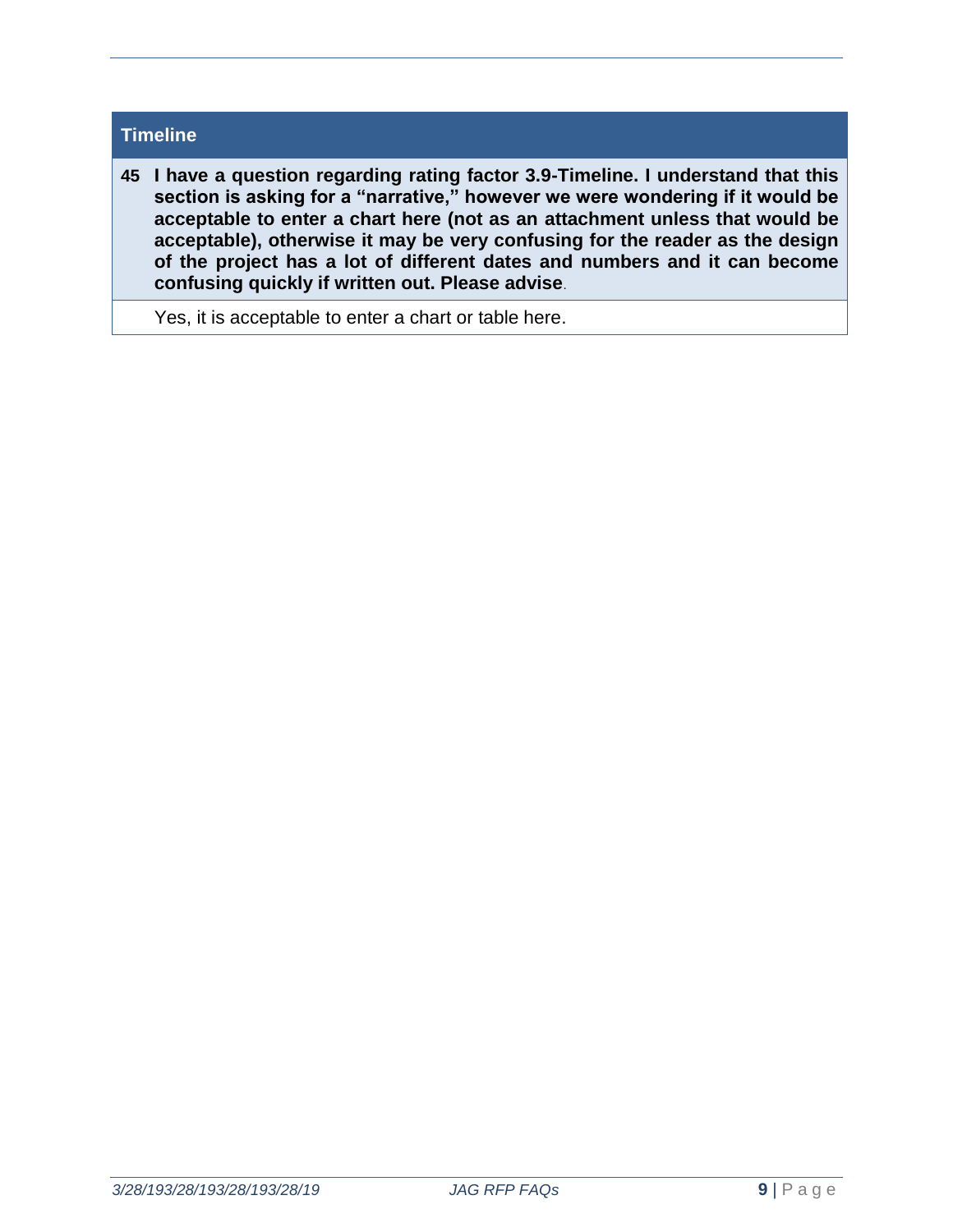## Timeline

**45 I have a question regarding rating factor 3.9-Timeline. I understand that this section is asking for a "narrative," however we were wondering if it would be acceptable to enter a chart here (not as an attachment unless that would be acceptable), otherwise it may be very confusing for the reader as the design of the project has a lot of different dates and numbers and it can become confusing quickly if written out. Please advise**.

Yes, it is acceptable to enter a chart or table here.